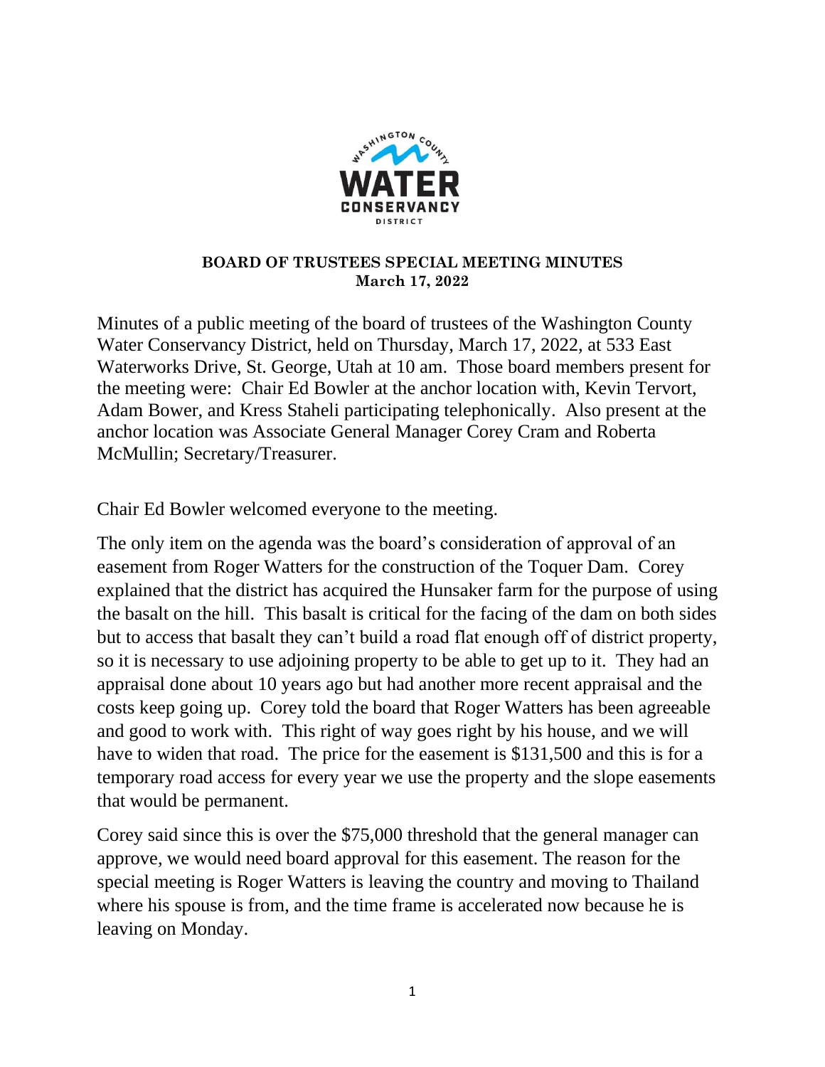**BOARD OF TRUSTEES SPECIAL MEETING MINUTES**
**March 17, 2022**

Minutes of a public meeting of the board of trustees of the Washington County Water Conservancy District, held on Thursday, March 17, 2022, at 533 East Waterworks Drive, St. George, Utah at 10 am. Those board members present for the meeting were: Chair Ed Bowler at the anchor location with, Kevin Tervort, Adam Bower, and Kress Staheli participating telephonically. Also present at the anchor location was Associate General Manager Corey Cram and Roberta McMullin; Secretary/Treasurer.

Chair Ed Bowler welcomed everyone to the meeting.

The only item on the agenda was the board's consideration of approval of an easement from Roger Watters for the construction of the Toquer Dam. Corey explained that the district has acquired the Hunsaker farm for the purpose of using the basalt on the hill. This basalt is critical for the facing of the dam on both sides but to access that basalt they can't build a road flat enough off of district property, so it is necessary to use adjoining property to be able to get up to it. They had an appraisal done about 10 years ago but had another more recent appraisal and the costs keep going up. Corey told the board that Roger Watters has been agreeable and good to work with. This right of way goes right by his house, and we will have to widen that road. The price for the easement is $131,500 and this is for a temporary road access for every year we use the property and the slope easements that would be permanent.

Corey said since this is over the $75,000 threshold that the general manager can approve, we would need board approval for this easement. The reason for the special meeting is Roger Watters is leaving the country and moving to Thailand where his spouse is from, and the time frame is accelerated now because he is leaving on Monday.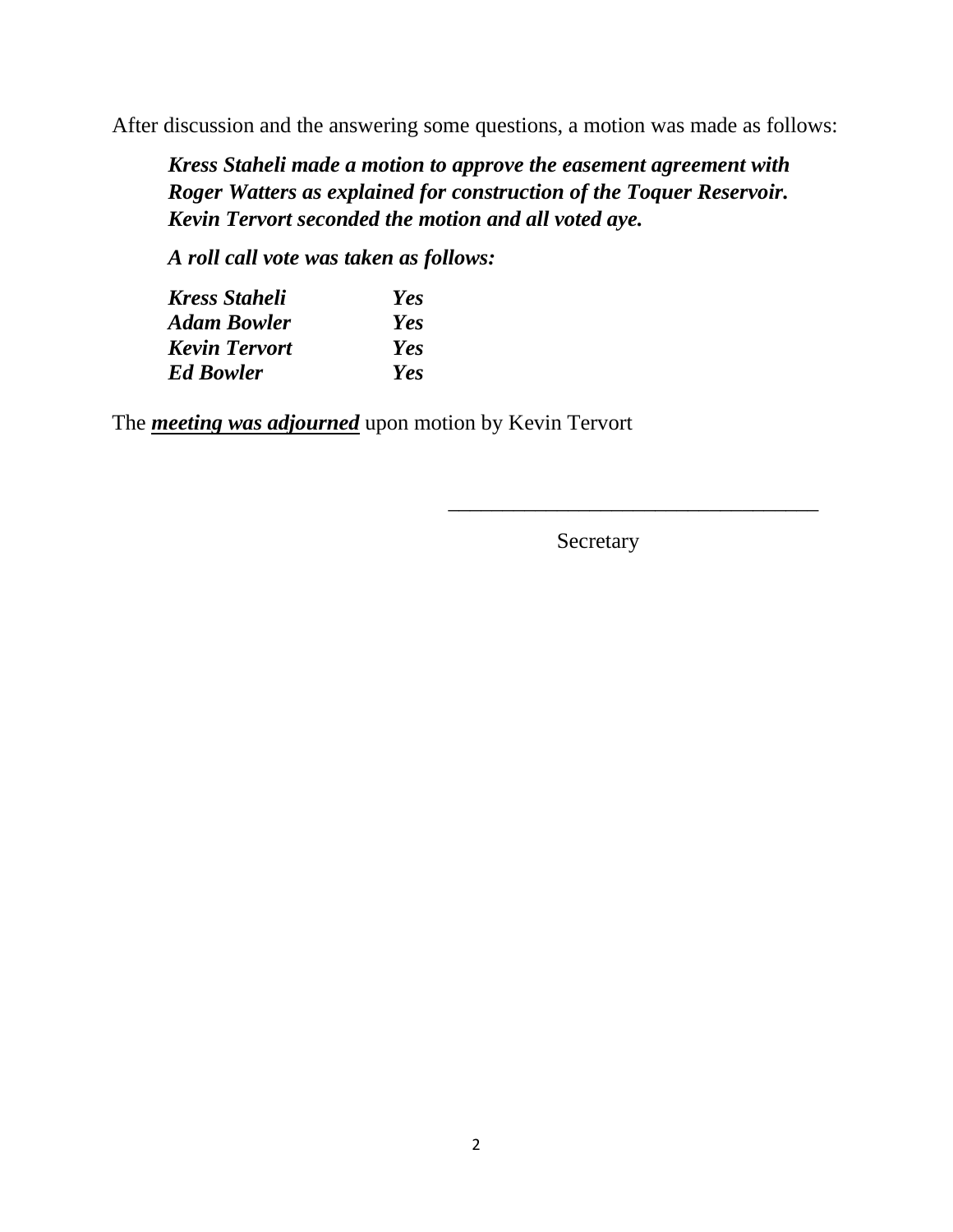After discussion and the answering some questions, a motion was made as follows:

***Kress Staheli made a motion to approve the easement agreement with Roger Watters as explained for construction of the Toquer Reservoir. Kevin Tervort seconded the motion and all voted aye.***

***A roll call vote was taken as follows:***

| | |
|---|---|
| ***Kress Staheli*** | ***Yes*** |
| ***Adam Bowler*** | ***Yes*** |
| ***Kevin Tervort*** | ***Yes*** |
| ***Ed Bowler*** | ***Yes*** |

The ***meeting was adjourned*** upon motion by Kevin Tervort

\_\_\_\_\_\_\_\_\_\_\_\_\_\_\_\_\_\_\_\_\_\_\_\_\_\_\_\_\_\_\_\_\_\_

Secretary